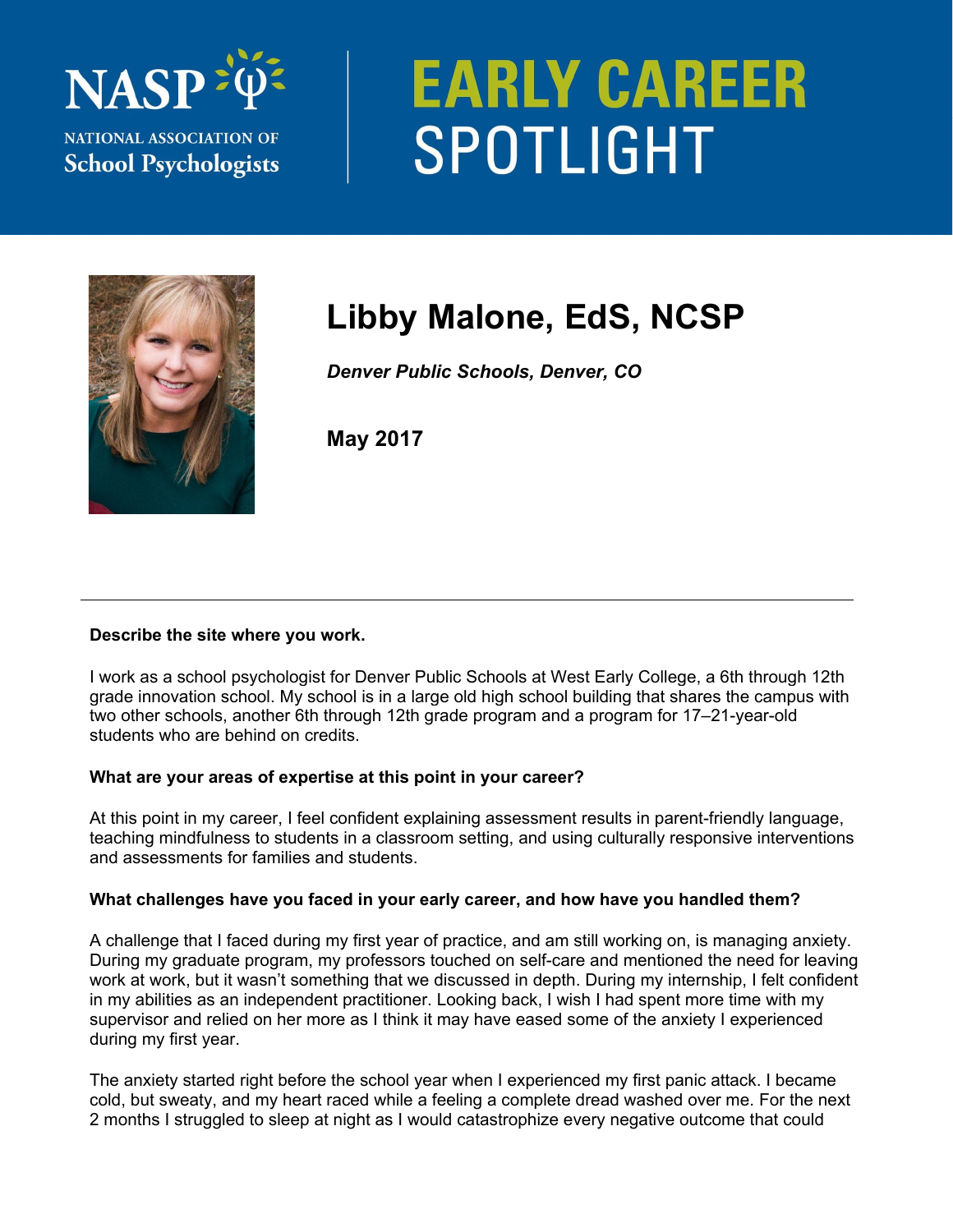NASP

NATIONAL ASSOCIATION OF School Psychologists

# EARLY CAREER SPOTLIGHT

## Libby Malone, EdS, NCSP

***Denver Public Schools, Denver, CO***

**May 2017**

---

**Describe the site where you work.**

I work as a school psychologist for Denver Public Schools at West Early College, a 6th through 12th grade innovation school. My school is in a large old high school building that shares the campus with two other schools, another 6th through 12th grade program and a program for 17–21-year-old students who are behind on credits.

**What are your areas of expertise at this point in your career?**

At this point in my career, I feel confident explaining assessment results in parent-friendly language, teaching mindfulness to students in a classroom setting, and using culturally responsive interventions and assessments for families and students.

**What challenges have you faced in your early career, and how have you handled them?**

A challenge that I faced during my first year of practice, and am still working on, is managing anxiety. During my graduate program, my professors touched on self-care and mentioned the need for leaving work at work, but it wasn't something that we discussed in depth. During my internship, I felt confident in my abilities as an independent practitioner. Looking back, I wish I had spent more time with my supervisor and relied on her more as I think it may have eased some of the anxiety I experienced during my first year.

The anxiety started right before the school year when I experienced my first panic attack. I became cold, but sweaty, and my heart raced while a feeling a complete dread washed over me. For the next 2 months I struggled to sleep at night as I would catastrophize every negative outcome that could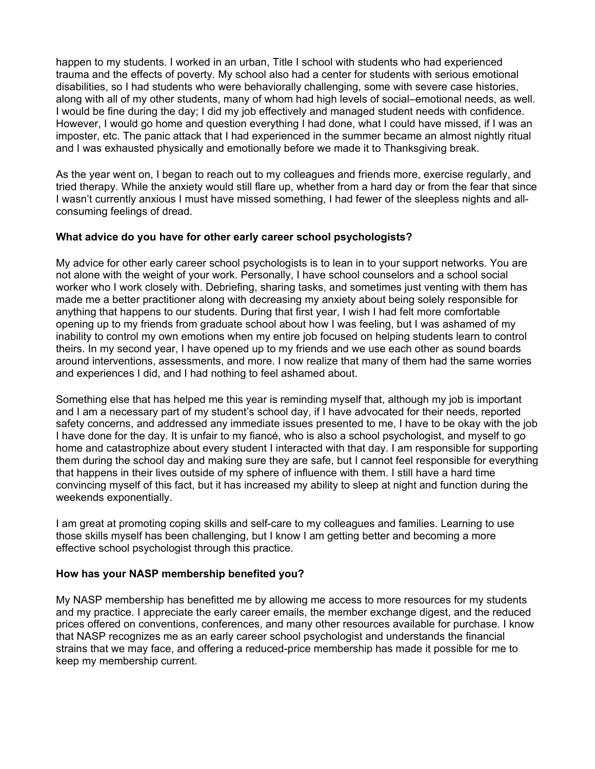happen to my students. I worked in an urban, Title I school with students who had experienced trauma and the effects of poverty. My school also had a center for students with serious emotional disabilities, so I had students who were behaviorally challenging, some with severe case histories, along with all of my other students, many of whom had high levels of social–emotional needs, as well. I would be fine during the day; I did my job effectively and managed student needs with confidence. However, I would go home and question everything I had done, what I could have missed, if I was an imposter, etc. The panic attack that I had experienced in the summer became an almost nightly ritual and I was exhausted physically and emotionally before we made it to Thanksgiving break.

As the year went on, I began to reach out to my colleagues and friends more, exercise regularly, and tried therapy. While the anxiety would still flare up, whether from a hard day or from the fear that since I wasn't currently anxious I must have missed something, I had fewer of the sleepless nights and all-consuming feelings of dread.

**What advice do you have for other early career school psychologists?**

My advice for other early career school psychologists is to lean in to your support networks. You are not alone with the weight of your work. Personally, I have school counselors and a school social worker who I work closely with. Debriefing, sharing tasks, and sometimes just venting with them has made me a better practitioner along with decreasing my anxiety about being solely responsible for anything that happens to our students. During that first year, I wish I had felt more comfortable opening up to my friends from graduate school about how I was feeling, but I was ashamed of my inability to control my own emotions when my entire job focused on helping students learn to control theirs. In my second year, I have opened up to my friends and we use each other as sound boards around interventions, assessments, and more. I now realize that many of them had the same worries and experiences I did, and I had nothing to feel ashamed about.

Something else that has helped me this year is reminding myself that, although my job is important and I am a necessary part of my student's school day, if I have advocated for their needs, reported safety concerns, and addressed any immediate issues presented to me, I have to be okay with the job I have done for the day. It is unfair to my fiancé, who is also a school psychologist, and myself to go home and catastrophize about every student I interacted with that day. I am responsible for supporting them during the school day and making sure they are safe, but I cannot feel responsible for everything that happens in their lives outside of my sphere of influence with them. I still have a hard time convincing myself of this fact, but it has increased my ability to sleep at night and function during the weekends exponentially.

I am great at promoting coping skills and self-care to my colleagues and families. Learning to use those skills myself has been challenging, but I know I am getting better and becoming a more effective school psychologist through this practice.

**How has your NASP membership benefited you?**

My NASP membership has benefitted me by allowing me access to more resources for my students and my practice. I appreciate the early career emails, the member exchange digest, and the reduced prices offered on conventions, conferences, and many other resources available for purchase. I know that NASP recognizes me as an early career school psychologist and understands the financial strains that we may face, and offering a reduced-price membership has made it possible for me to keep my membership current.